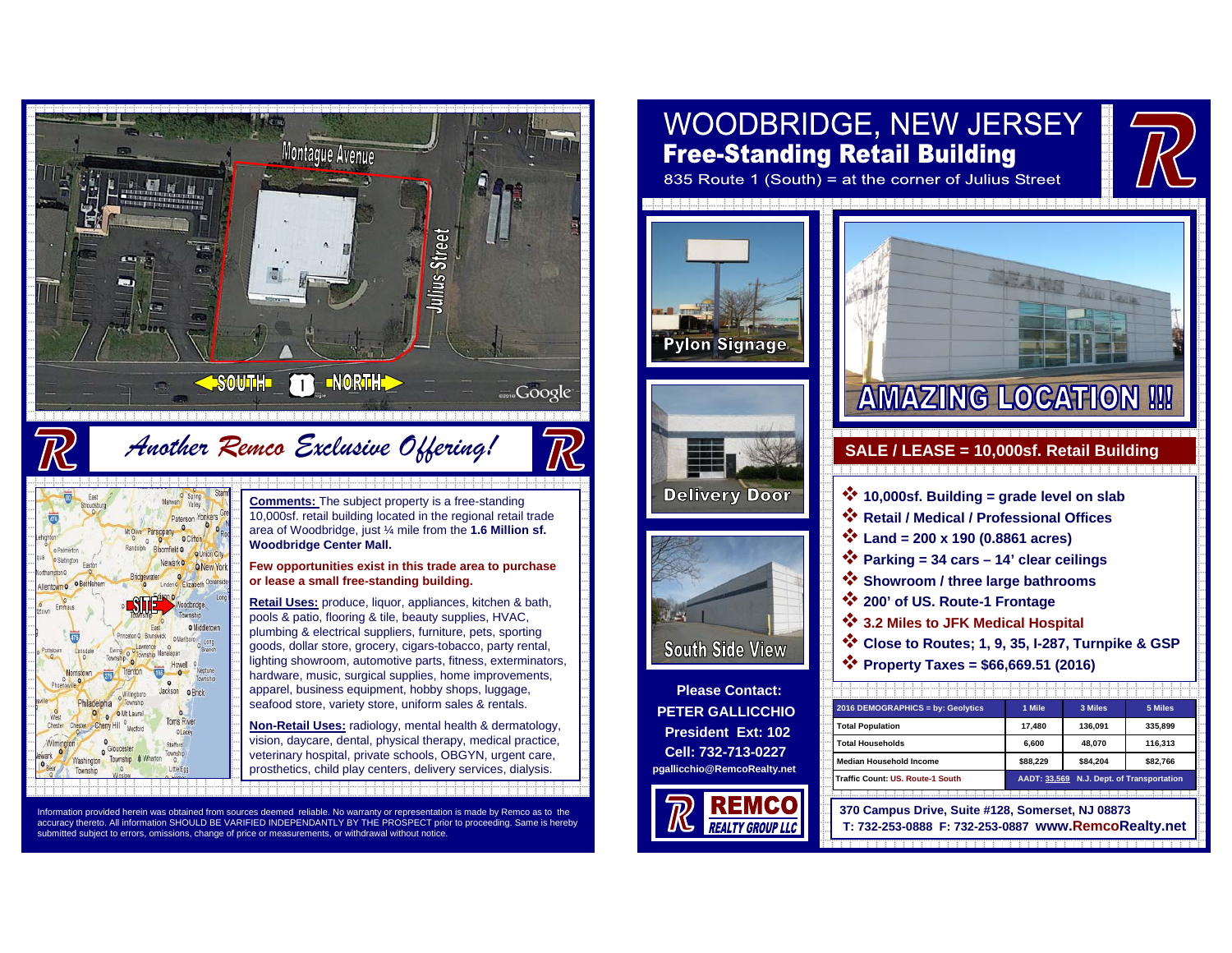# WOODBRIDGE, NEW JERSEY

## Free-Standing Retail Building

835 Route 1 (South) = at the corner of Julius Street

Montague Avenue

Julius Street

SOUTH 1 NORTH

## *Another Remco Exclusive Offering!*

**Comments:** The subject property is a free-standing 10,000sf. retail building located in the regional retail trade area of Woodbridge, just ¼ mile from the **1.6 Million sf. Woodbridge Center Mall.**

**Few opportunities exist in this trade area to purchase or lease a small free-standing building.**

**Retail Uses:** produce, liquor, appliances, kitchen & bath, pools & patio, flooring & tile, beauty supplies, HVAC, plumbing & electrical suppliers, furniture, pets, sporting goods, dollar store, grocery, cigars-tobacco, party rental, lighting showroom, automotive parts, fitness, exterminators, hardware, music, surgical supplies, home improvements, apparel, business equipment, hobby shops, luggage, seafood store, variety store, uniform sales & rentals.

**Non-Retail Uses:** radiology, mental health & dermatology, vision, daycare, dental, physical therapy, medical practice, veterinary hospital, private schools, OBGYN, urgent care, prosthetics, child play centers, delivery services, dialysis.

Information provided herein was obtained from sources deemed reliable. No warranty or representation is made by Remco as to the accuracy thereto. All information SHOULD BE VARIFIED INDEPENDANTLY BY THE PROSPECT prior to proceeding. Same is hereby submitted subject to errors, omissions, change of price or measurements, or withdrawal without notice.

Pylon Signage

Delivery Door

South Side View

AMAZING LOCATION !!!

## SALE / LEASE = 10,000sf. Retail Building

- **10,000sf. Building = grade level on slab**
- **Retail / Medical / Professional Offices**
- **Land = 200 x 190 (0.8861 acres)**
- **Parking = 34 cars – 14' clear ceilings**
- **Showroom / three large bathrooms**
- **200' of US. Route-1 Frontage**
- **3.2 Miles to JFK Medical Hospital**
- **Close to Routes; 1, 9, 35, I-287, Turnpike & GSP**
- **Property Taxes = $66,669.51 (2016)**

| 2016 DEMOGRAPHICS = by: Geolytics | 1 Mile | 3 Miles | 5 Miles |
| --- | --- | --- | --- |
| Total Population | 17,480 | 136,091 | 335,899 |
| Total Households | 6,600 | 48,070 | 116,313 |
| Median Household Income | $88,229 | $84,204 | $82,766 |
| Traffic Count: US. Route-1 South | AADT: 33,569 N.J. Dept. of Transportation | | |

**Please Contact:**
**PETER GALLICCHIO**
**President Ext: 102**
**Cell: 732-713-0227**
**pgallicchio@RemcoRealty.net**

REMCO REALTY GROUP LLC

**370 Campus Drive, Suite #128, Somerset, NJ 08873**
**T: 732-253-0888 F: 732-253-0887 www.RemcoRealty.net**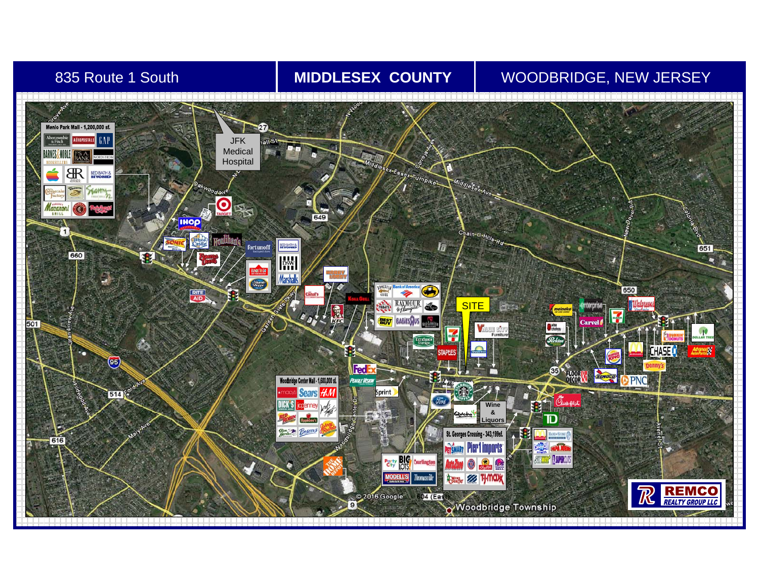| 835 Route 1 South | MIDDLESEX COUNTY | WOODBRIDGE, NEW JERSEY |
|---|---|---|

Menlo Park Mall - 1,200,000 sf.

JFK Medical Hospital

SITE

Woodbridge Center Mall - 1,600,000 sf.

St. Georges Crossing - 343,199sf.

Wine & Liquors

© 2016 Google

Woodbridge Township

REMCO REALTY GROUP LLC